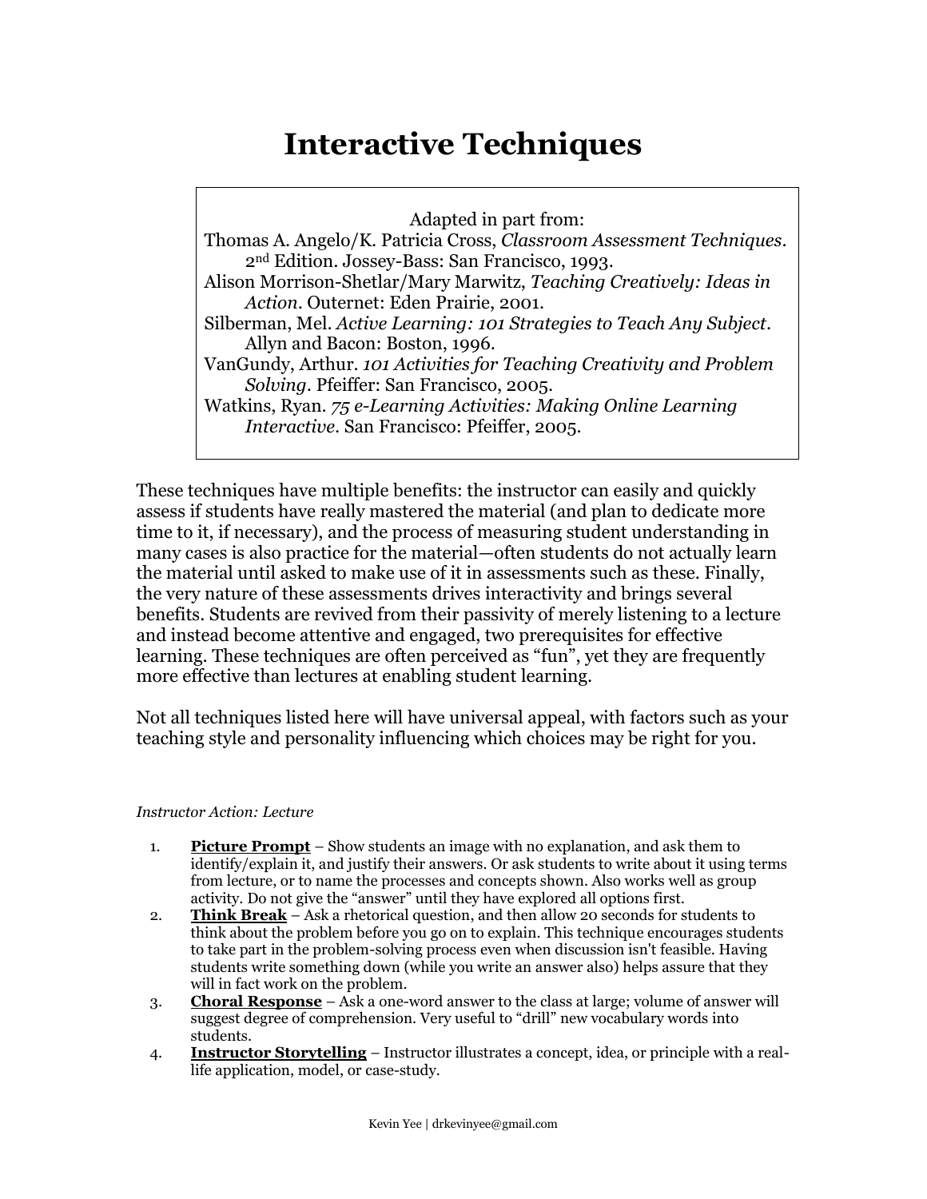# Interactive Techniques

> Adapted in part from:
>
> Thomas A. Angelo/K. Patricia Cross, *Classroom Assessment Techniques*. 2nd Edition. Jossey-Bass: San Francisco, 1993.
>
> Alison Morrison-Shetlar/Mary Marwitz, *Teaching Creatively: Ideas in Action*. Outernet: Eden Prairie, 2001.
>
> Silberman, Mel. *Active Learning: 101 Strategies to Teach Any Subject*. Allyn and Bacon: Boston, 1996.
>
> VanGundy, Arthur. *101 Activities for Teaching Creativity and Problem Solving*. Pfeiffer: San Francisco, 2005.
>
> Watkins, Ryan. *75 e-Learning Activities: Making Online Learning Interactive*. San Francisco: Pfeiffer, 2005.

These techniques have multiple benefits: the instructor can easily and quickly assess if students have really mastered the material (and plan to dedicate more time to it, if necessary), and the process of measuring student understanding in many cases is also practice for the material—often students do not actually learn the material until asked to make use of it in assessments such as these. Finally, the very nature of these assessments drives interactivity and brings several benefits. Students are revived from their passivity of merely listening to a lecture and instead become attentive and engaged, two prerequisites for effective learning. These techniques are often perceived as "fun", yet they are frequently more effective than lectures at enabling student learning.

Not all techniques listed here will have universal appeal, with factors such as your teaching style and personality influencing which choices may be right for you.

*Instructor Action: Lecture*

1. **Picture Prompt** – Show students an image with no explanation, and ask them to identify/explain it, and justify their answers. Or ask students to write about it using terms from lecture, or to name the processes and concepts shown. Also works well as group activity. Do not give the "answer" until they have explored all options first.
2. **Think Break** – Ask a rhetorical question, and then allow 20 seconds for students to think about the problem before you go on to explain. This technique encourages students to take part in the problem-solving process even when discussion isn't feasible. Having students write something down (while you write an answer also) helps assure that they will in fact work on the problem.
3. **Choral Response** – Ask a one-word answer to the class at large; volume of answer will suggest degree of comprehension. Very useful to "drill" new vocabulary words into students.
4. **Instructor Storytelling** – Instructor illustrates a concept, idea, or principle with a real-life application, model, or case-study.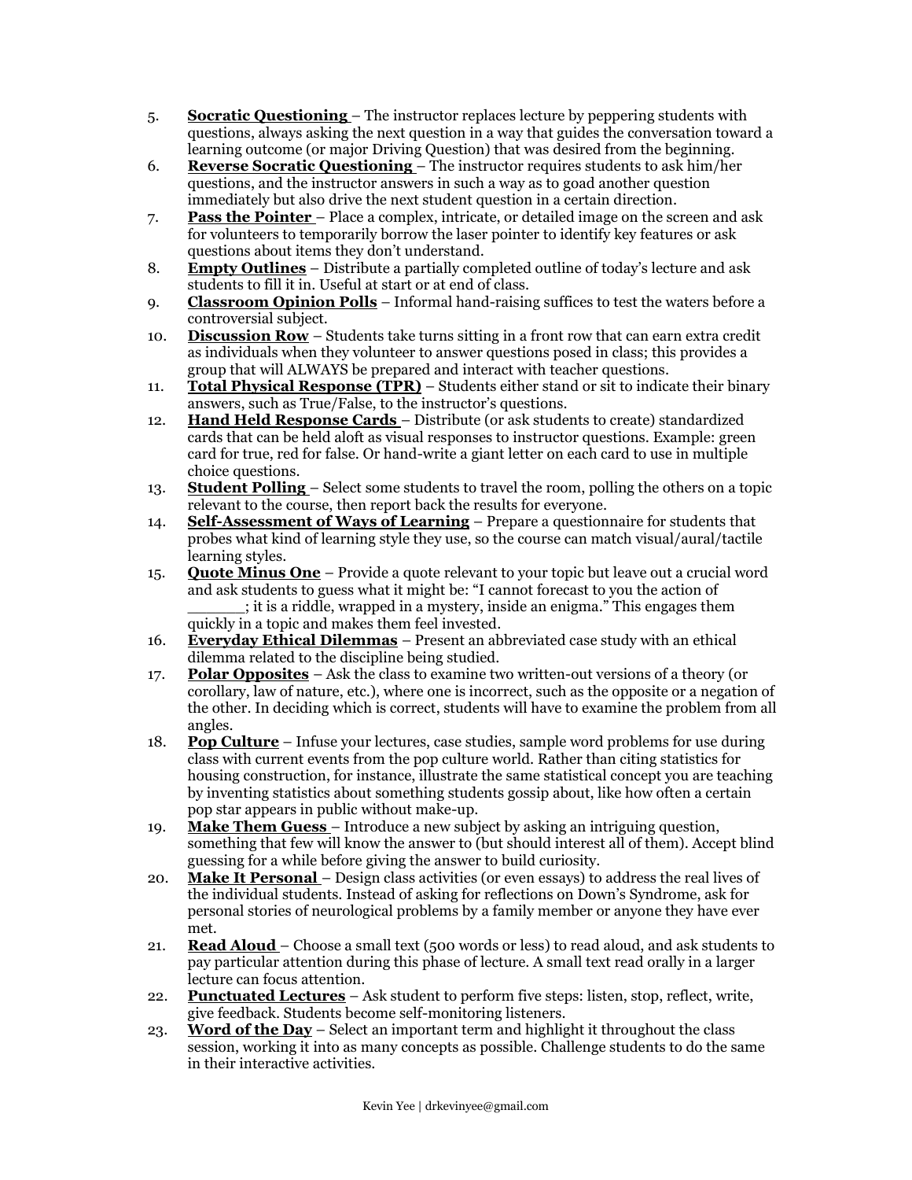5. **Socratic Questioning** – The instructor replaces lecture by peppering students with questions, always asking the next question in a way that guides the conversation toward a learning outcome (or major Driving Question) that was desired from the beginning.
6. **Reverse Socratic Questioning** – The instructor requires students to ask him/her questions, and the instructor answers in such a way as to goad another question immediately but also drive the next student question in a certain direction.
7. **Pass the Pointer** – Place a complex, intricate, or detailed image on the screen and ask for volunteers to temporarily borrow the laser pointer to identify key features or ask questions about items they don't understand.
8. **Empty Outlines** – Distribute a partially completed outline of today's lecture and ask students to fill it in. Useful at start or at end of class.
9. **Classroom Opinion Polls** – Informal hand-raising suffices to test the waters before a controversial subject.
10. **Discussion Row** – Students take turns sitting in a front row that can earn extra credit as individuals when they volunteer to answer questions posed in class; this provides a group that will ALWAYS be prepared and interact with teacher questions.
11. **Total Physical Response (TPR)** – Students either stand or sit to indicate their binary answers, such as True/False, to the instructor's questions.
12. **Hand Held Response Cards** – Distribute (or ask students to create) standardized cards that can be held aloft as visual responses to instructor questions. Example: green card for true, red for false. Or hand-write a giant letter on each card to use in multiple choice questions.
13. **Student Polling** – Select some students to travel the room, polling the others on a topic relevant to the course, then report back the results for everyone.
14. **Self-Assessment of Ways of Learning** – Prepare a questionnaire for students that probes what kind of learning style they use, so the course can match visual/aural/tactile learning styles.
15. **Quote Minus One** – Provide a quote relevant to your topic but leave out a crucial word and ask students to guess what it might be: "I cannot forecast to you the action of ______; it is a riddle, wrapped in a mystery, inside an enigma." This engages them quickly in a topic and makes them feel invested.
16. **Everyday Ethical Dilemmas** – Present an abbreviated case study with an ethical dilemma related to the discipline being studied.
17. **Polar Opposites** – Ask the class to examine two written-out versions of a theory (or corollary, law of nature, etc.), where one is incorrect, such as the opposite or a negation of the other. In deciding which is correct, students will have to examine the problem from all angles.
18. **Pop Culture** – Infuse your lectures, case studies, sample word problems for use during class with current events from the pop culture world. Rather than citing statistics for housing construction, for instance, illustrate the same statistical concept you are teaching by inventing statistics about something students gossip about, like how often a certain pop star appears in public without make-up.
19. **Make Them Guess** – Introduce a new subject by asking an intriguing question, something that few will know the answer to (but should interest all of them). Accept blind guessing for a while before giving the answer to build curiosity.
20. **Make It Personal** – Design class activities (or even essays) to address the real lives of the individual students. Instead of asking for reflections on Down's Syndrome, ask for personal stories of neurological problems by a family member or anyone they have ever met.
21. **Read Aloud** – Choose a small text (500 words or less) to read aloud, and ask students to pay particular attention during this phase of lecture. A small text read orally in a larger lecture can focus attention.
22. **Punctuated Lectures** – Ask student to perform five steps: listen, stop, reflect, write, give feedback. Students become self-monitoring listeners.
23. **Word of the Day** – Select an important term and highlight it throughout the class session, working it into as many concepts as possible. Challenge students to do the same in their interactive activities.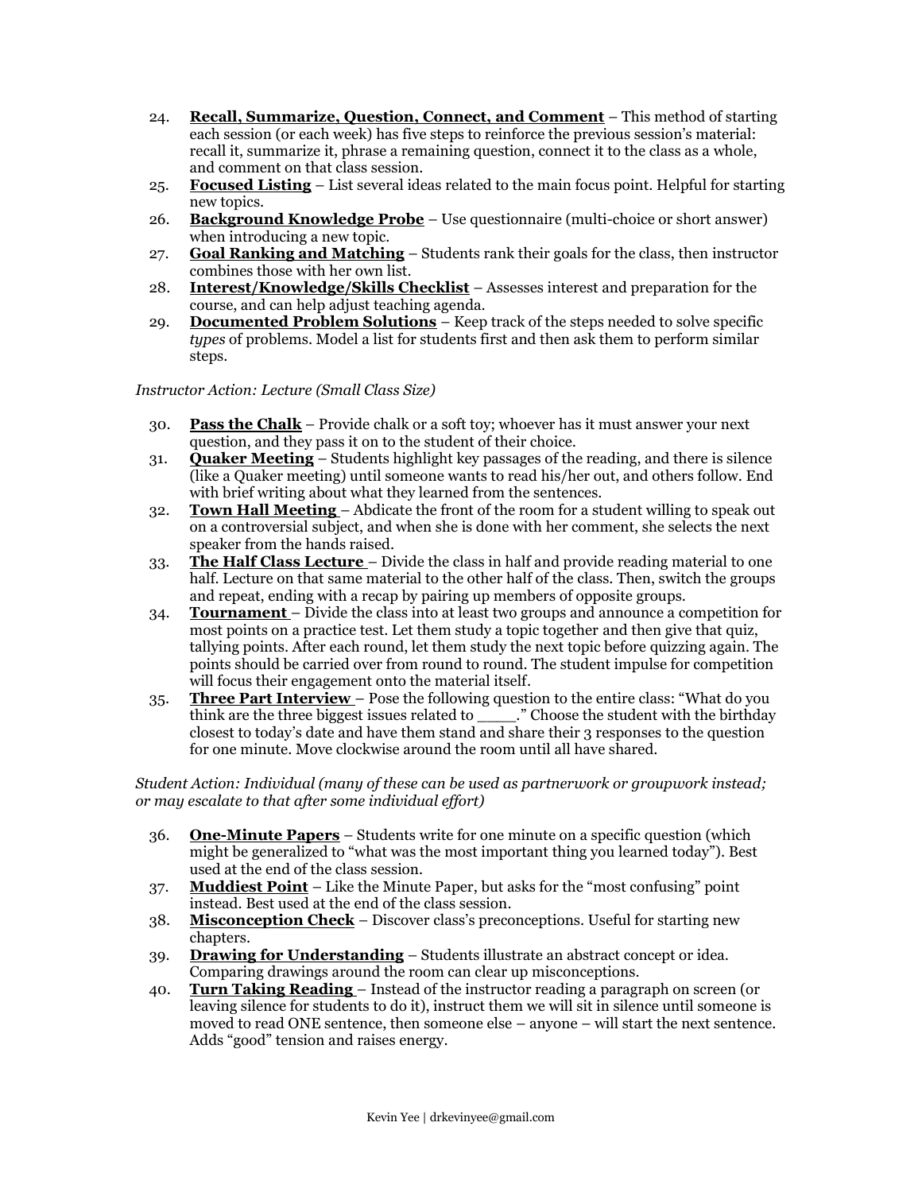24. **Recall, Summarize, Question, Connect, and Comment** – This method of starting each session (or each week) has five steps to reinforce the previous session's material: recall it, summarize it, phrase a remaining question, connect it to the class as a whole, and comment on that class session.
25. **Focused Listing** – List several ideas related to the main focus point. Helpful for starting new topics.
26. **Background Knowledge Probe** – Use questionnaire (multi-choice or short answer) when introducing a new topic.
27. **Goal Ranking and Matching** – Students rank their goals for the class, then instructor combines those with her own list.
28. **Interest/Knowledge/Skills Checklist** – Assesses interest and preparation for the course, and can help adjust teaching agenda.
29. **Documented Problem Solutions** – Keep track of the steps needed to solve specific *types* of problems. Model a list for students first and then ask them to perform similar steps.

*Instructor Action: Lecture (Small Class Size)*

30. **Pass the Chalk** – Provide chalk or a soft toy; whoever has it must answer your next question, and they pass it on to the student of their choice.
31. **Quaker Meeting** – Students highlight key passages of the reading, and there is silence (like a Quaker meeting) until someone wants to read his/her out, and others follow. End with brief writing about what they learned from the sentences.
32. **Town Hall Meeting** – Abdicate the front of the room for a student willing to speak out on a controversial subject, and when she is done with her comment, she selects the next speaker from the hands raised.
33. **The Half Class Lecture** – Divide the class in half and provide reading material to one half. Lecture on that same material to the other half of the class. Then, switch the groups and repeat, ending with a recap by pairing up members of opposite groups.
34. **Tournament** – Divide the class into at least two groups and announce a competition for most points on a practice test. Let them study a topic together and then give that quiz, tallying points. After each round, let them study the next topic before quizzing again. The points should be carried over from round to round. The student impulse for competition will focus their engagement onto the material itself.
35. **Three Part Interview** – Pose the following question to the entire class: "What do you think are the three biggest issues related to ____." Choose the student with the birthday closest to today's date and have them stand and share their 3 responses to the question for one minute. Move clockwise around the room until all have shared.

*Student Action: Individual (many of these can be used as partnerwork or groupwork instead; or may escalate to that after some individual effort)*

36. **One-Minute Papers** – Students write for one minute on a specific question (which might be generalized to "what was the most important thing you learned today"). Best used at the end of the class session.
37. **Muddiest Point** – Like the Minute Paper, but asks for the "most confusing" point instead. Best used at the end of the class session.
38. **Misconception Check** – Discover class's preconceptions. Useful for starting new chapters.
39. **Drawing for Understanding** – Students illustrate an abstract concept or idea. Comparing drawings around the room can clear up misconceptions.
40. **Turn Taking Reading** – Instead of the instructor reading a paragraph on screen (or leaving silence for students to do it), instruct them we will sit in silence until someone is moved to read ONE sentence, then someone else – anyone – will start the next sentence. Adds "good" tension and raises energy.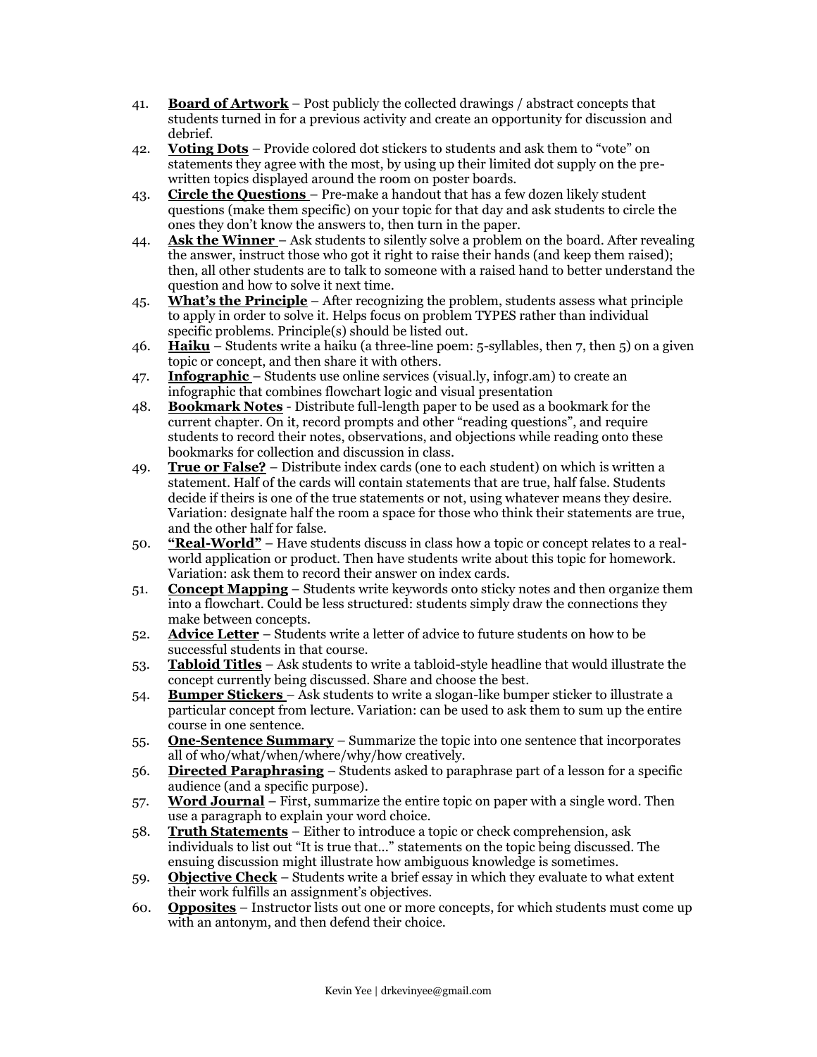41. **Board of Artwork** – Post publicly the collected drawings / abstract concepts that students turned in for a previous activity and create an opportunity for discussion and debrief.
42. **Voting Dots** – Provide colored dot stickers to students and ask them to "vote" on statements they agree with the most, by using up their limited dot supply on the pre-written topics displayed around the room on poster boards.
43. **Circle the Questions** – Pre-make a handout that has a few dozen likely student questions (make them specific) on your topic for that day and ask students to circle the ones they don't know the answers to, then turn in the paper.
44. **Ask the Winner** – Ask students to silently solve a problem on the board. After revealing the answer, instruct those who got it right to raise their hands (and keep them raised); then, all other students are to talk to someone with a raised hand to better understand the question and how to solve it next time.
45. **What's the Principle** – After recognizing the problem, students assess what principle to apply in order to solve it. Helps focus on problem TYPES rather than individual specific problems. Principle(s) should be listed out.
46. **Haiku** – Students write a haiku (a three-line poem: 5-syllables, then 7, then 5) on a given topic or concept, and then share it with others.
47. **Infographic** – Students use online services (visual.ly, infogr.am) to create an infographic that combines flowchart logic and visual presentation
48. **Bookmark Notes** - Distribute full-length paper to be used as a bookmark for the current chapter. On it, record prompts and other "reading questions", and require students to record their notes, observations, and objections while reading onto these bookmarks for collection and discussion in class.
49. **True or False?** – Distribute index cards (one to each student) on which is written a statement. Half of the cards will contain statements that are true, half false. Students decide if theirs is one of the true statements or not, using whatever means they desire. Variation: designate half the room a space for those who think their statements are true, and the other half for false.
50. **"Real-World"** – Have students discuss in class how a topic or concept relates to a real-world application or product. Then have students write about this topic for homework. Variation: ask them to record their answer on index cards.
51. **Concept Mapping** – Students write keywords onto sticky notes and then organize them into a flowchart. Could be less structured: students simply draw the connections they make between concepts.
52. **Advice Letter** – Students write a letter of advice to future students on how to be successful students in that course.
53. **Tabloid Titles** – Ask students to write a tabloid-style headline that would illustrate the concept currently being discussed. Share and choose the best.
54. **Bumper Stickers** – Ask students to write a slogan-like bumper sticker to illustrate a particular concept from lecture. Variation: can be used to ask them to sum up the entire course in one sentence.
55. **One-Sentence Summary** – Summarize the topic into one sentence that incorporates all of who/what/when/where/why/how creatively.
56. **Directed Paraphrasing** – Students asked to paraphrase part of a lesson for a specific audience (and a specific purpose).
57. **Word Journal** – First, summarize the entire topic on paper with a single word. Then use a paragraph to explain your word choice.
58. **Truth Statements** – Either to introduce a topic or check comprehension, ask individuals to list out "It is true that…" statements on the topic being discussed. The ensuing discussion might illustrate how ambiguous knowledge is sometimes.
59. **Objective Check** – Students write a brief essay in which they evaluate to what extent their work fulfills an assignment's objectives.
60. **Opposites** – Instructor lists out one or more concepts, for which students must come up with an antonym, and then defend their choice.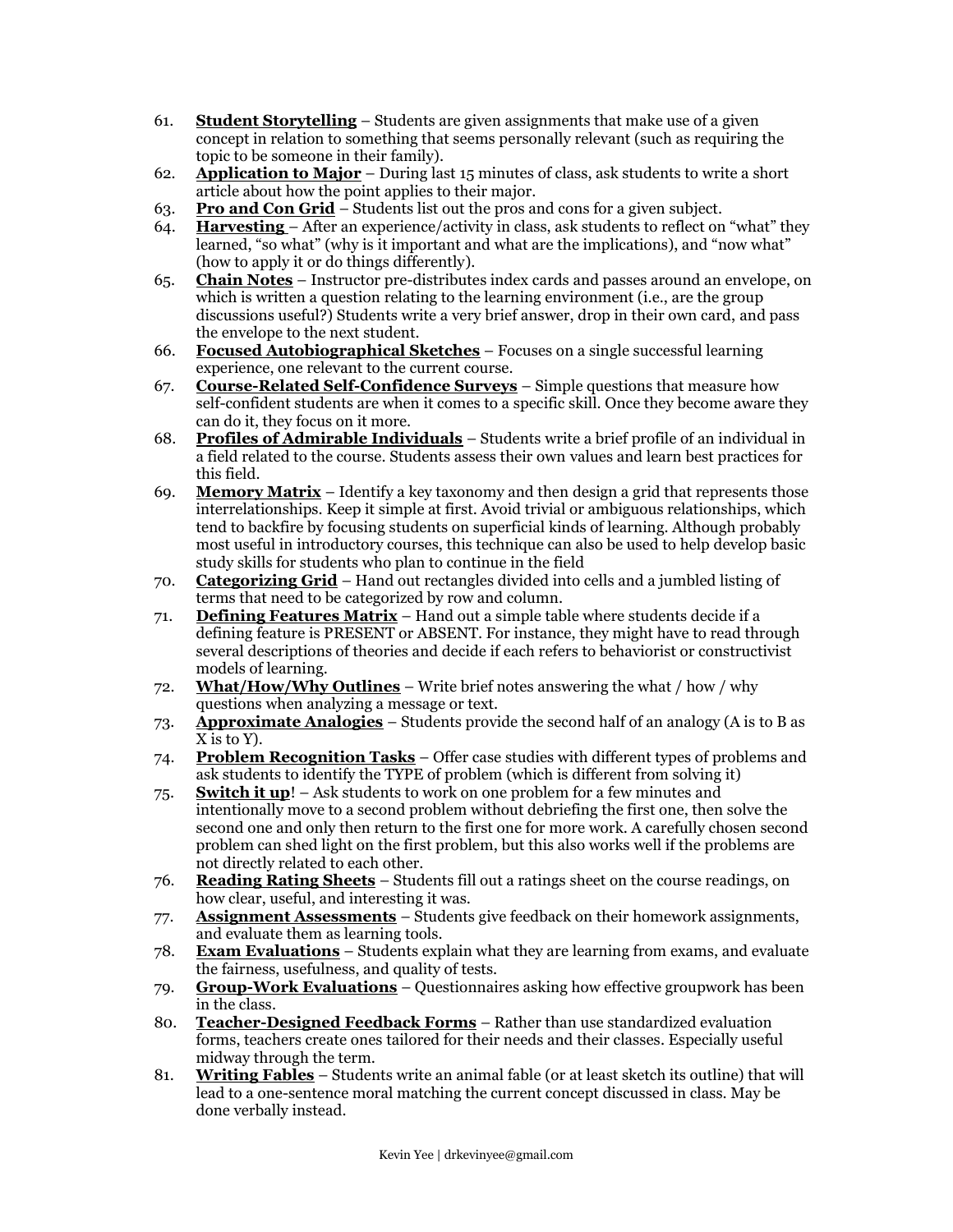61. **Student Storytelling** – Students are given assignments that make use of a given concept in relation to something that seems personally relevant (such as requiring the topic to be someone in their family).
62. **Application to Major** – During last 15 minutes of class, ask students to write a short article about how the point applies to their major.
63. **Pro and Con Grid** – Students list out the pros and cons for a given subject.
64. **Harvesting** – After an experience/activity in class, ask students to reflect on "what" they learned, "so what" (why is it important and what are the implications), and "now what" (how to apply it or do things differently).
65. **Chain Notes** – Instructor pre-distributes index cards and passes around an envelope, on which is written a question relating to the learning environment (i.e., are the group discussions useful?) Students write a very brief answer, drop in their own card, and pass the envelope to the next student.
66. **Focused Autobiographical Sketches** – Focuses on a single successful learning experience, one relevant to the current course.
67. **Course-Related Self-Confidence Surveys** – Simple questions that measure how self-confident students are when it comes to a specific skill. Once they become aware they can do it, they focus on it more.
68. **Profiles of Admirable Individuals** – Students write a brief profile of an individual in a field related to the course. Students assess their own values and learn best practices for this field.
69. **Memory Matrix** – Identify a key taxonomy and then design a grid that represents those interrelationships. Keep it simple at first. Avoid trivial or ambiguous relationships, which tend to backfire by focusing students on superficial kinds of learning. Although probably most useful in introductory courses, this technique can also be used to help develop basic study skills for students who plan to continue in the field
70. **Categorizing Grid** – Hand out rectangles divided into cells and a jumbled listing of terms that need to be categorized by row and column.
71. **Defining Features Matrix** – Hand out a simple table where students decide if a defining feature is PRESENT or ABSENT. For instance, they might have to read through several descriptions of theories and decide if each refers to behaviorist or constructivist models of learning.
72. **What/How/Why Outlines** – Write brief notes answering the what / how / why questions when analyzing a message or text.
73. **Approximate Analogies** – Students provide the second half of an analogy (A is to B as X is to Y).
74. **Problem Recognition Tasks** – Offer case studies with different types of problems and ask students to identify the TYPE of problem (which is different from solving it)
75. **Switch it up**! – Ask students to work on one problem for a few minutes and intentionally move to a second problem without debriefing the first one, then solve the second one and only then return to the first one for more work. A carefully chosen second problem can shed light on the first problem, but this also works well if the problems are not directly related to each other.
76. **Reading Rating Sheets** – Students fill out a ratings sheet on the course readings, on how clear, useful, and interesting it was.
77. **Assignment Assessments** – Students give feedback on their homework assignments, and evaluate them as learning tools.
78. **Exam Evaluations** – Students explain what they are learning from exams, and evaluate the fairness, usefulness, and quality of tests.
79. **Group-Work Evaluations** – Questionnaires asking how effective groupwork has been in the class.
80. **Teacher-Designed Feedback Forms** – Rather than use standardized evaluation forms, teachers create ones tailored for their needs and their classes. Especially useful midway through the term.
81. **Writing Fables** – Students write an animal fable (or at least sketch its outline) that will lead to a one-sentence moral matching the current concept discussed in class. May be done verbally instead.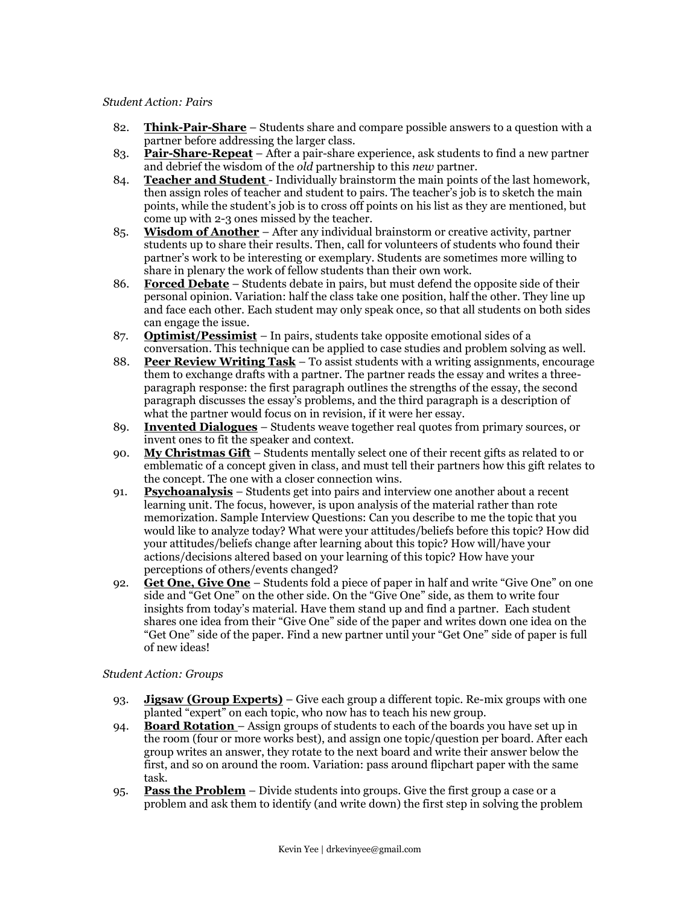*Student Action: Pairs*

82. **Think-Pair-Share** – Students share and compare possible answers to a question with a partner before addressing the larger class.
83. **Pair-Share-Repeat** – After a pair-share experience, ask students to find a new partner and debrief the wisdom of the *old* partnership to this *new* partner.
84. **Teacher and Student** - Individually brainstorm the main points of the last homework, then assign roles of teacher and student to pairs. The teacher's job is to sketch the main points, while the student's job is to cross off points on his list as they are mentioned, but come up with 2-3 ones missed by the teacher.
85. **Wisdom of Another** – After any individual brainstorm or creative activity, partner students up to share their results. Then, call for volunteers of students who found their partner's work to be interesting or exemplary. Students are sometimes more willing to share in plenary the work of fellow students than their own work.
86. **Forced Debate** – Students debate in pairs, but must defend the opposite side of their personal opinion. Variation: half the class take one position, half the other. They line up and face each other. Each student may only speak once, so that all students on both sides can engage the issue.
87. **Optimist/Pessimist** – In pairs, students take opposite emotional sides of a conversation. This technique can be applied to case studies and problem solving as well.
88. **Peer Review Writing Task** – To assist students with a writing assignments, encourage them to exchange drafts with a partner. The partner reads the essay and writes a three-paragraph response: the first paragraph outlines the strengths of the essay, the second paragraph discusses the essay's problems, and the third paragraph is a description of what the partner would focus on in revision, if it were her essay.
89. **Invented Dialogues** – Students weave together real quotes from primary sources, or invent ones to fit the speaker and context.
90. **My Christmas Gift** – Students mentally select one of their recent gifts as related to or emblematic of a concept given in class, and must tell their partners how this gift relates to the concept. The one with a closer connection wins.
91. **Psychoanalysis** – Students get into pairs and interview one another about a recent learning unit. The focus, however, is upon analysis of the material rather than rote memorization. Sample Interview Questions: Can you describe to me the topic that you would like to analyze today? What were your attitudes/beliefs before this topic? How did your attitudes/beliefs change after learning about this topic? How will/have your actions/decisions altered based on your learning of this topic? How have your perceptions of others/events changed?
92. **Get One, Give One** – Students fold a piece of paper in half and write "Give One" on one side and "Get One" on the other side. On the "Give One" side, as them to write four insights from today's material. Have them stand up and find a partner. Each student shares one idea from their "Give One" side of the paper and writes down one idea on the "Get One" side of the paper. Find a new partner until your "Get One" side of paper is full of new ideas!

*Student Action: Groups*

93. **Jigsaw (Group Experts)** – Give each group a different topic. Re-mix groups with one planted "expert" on each topic, who now has to teach his new group.
94. **Board Rotation** – Assign groups of students to each of the boards you have set up in the room (four or more works best), and assign one topic/question per board. After each group writes an answer, they rotate to the next board and write their answer below the first, and so on around the room. Variation: pass around flipchart paper with the same task.
95. **Pass the Problem** – Divide students into groups. Give the first group a case or a problem and ask them to identify (and write down) the first step in solving the problem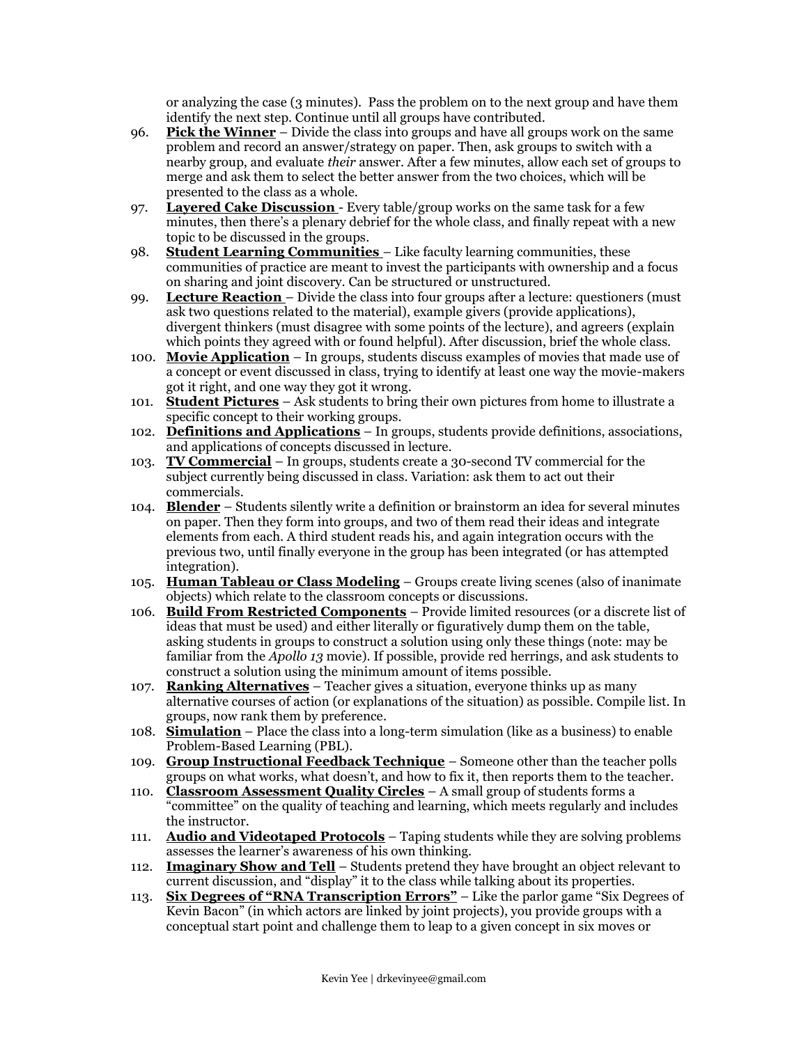or analyzing the case (3 minutes). Pass the problem on to the next group and have them identify the next step. Continue until all groups have contributed.

96. **Pick the Winner** – Divide the class into groups and have all groups work on the same problem and record an answer/strategy on paper. Then, ask groups to switch with a nearby group, and evaluate *their* answer. After a few minutes, allow each set of groups to merge and ask them to select the better answer from the two choices, which will be presented to the class as a whole.
97. **Layered Cake Discussion** - Every table/group works on the same task for a few minutes, then there's a plenary debrief for the whole class, and finally repeat with a new topic to be discussed in the groups.
98. **Student Learning Communities** – Like faculty learning communities, these communities of practice are meant to invest the participants with ownership and a focus on sharing and joint discovery. Can be structured or unstructured.
99. **Lecture Reaction** – Divide the class into four groups after a lecture: questioners (must ask two questions related to the material), example givers (provide applications), divergent thinkers (must disagree with some points of the lecture), and agreers (explain which points they agreed with or found helpful). After discussion, brief the whole class.
100. **Movie Application** – In groups, students discuss examples of movies that made use of a concept or event discussed in class, trying to identify at least one way the movie-makers got it right, and one way they got it wrong.
101. **Student Pictures** – Ask students to bring their own pictures from home to illustrate a specific concept to their working groups.
102. **Definitions and Applications** – In groups, students provide definitions, associations, and applications of concepts discussed in lecture.
103. **TV Commercial** – In groups, students create a 30-second TV commercial for the subject currently being discussed in class. Variation: ask them to act out their commercials.
104. **Blender** – Students silently write a definition or brainstorm an idea for several minutes on paper. Then they form into groups, and two of them read their ideas and integrate elements from each. A third student reads his, and again integration occurs with the previous two, until finally everyone in the group has been integrated (or has attempted integration).
105. **Human Tableau or Class Modeling** – Groups create living scenes (also of inanimate objects) which relate to the classroom concepts or discussions.
106. **Build From Restricted Components** – Provide limited resources (or a discrete list of ideas that must be used) and either literally or figuratively dump them on the table, asking students in groups to construct a solution using only these things (note: may be familiar from the *Apollo 13* movie). If possible, provide red herrings, and ask students to construct a solution using the minimum amount of items possible.
107. **Ranking Alternatives** – Teacher gives a situation, everyone thinks up as many alternative courses of action (or explanations of the situation) as possible. Compile list. In groups, now rank them by preference.
108. **Simulation** – Place the class into a long-term simulation (like as a business) to enable Problem-Based Learning (PBL).
109. **Group Instructional Feedback Technique** – Someone other than the teacher polls groups on what works, what doesn't, and how to fix it, then reports them to the teacher.
110. **Classroom Assessment Quality Circles** – A small group of students forms a "committee" on the quality of teaching and learning, which meets regularly and includes the instructor.
111. **Audio and Videotaped Protocols** – Taping students while they are solving problems assesses the learner's awareness of his own thinking.
112. **Imaginary Show and Tell** – Students pretend they have brought an object relevant to current discussion, and "display" it to the class while talking about its properties.
113. **Six Degrees of "RNA Transcription Errors"** – Like the parlor game "Six Degrees of Kevin Bacon" (in which actors are linked by joint projects), you provide groups with a conceptual start point and challenge them to leap to a given concept in six moves or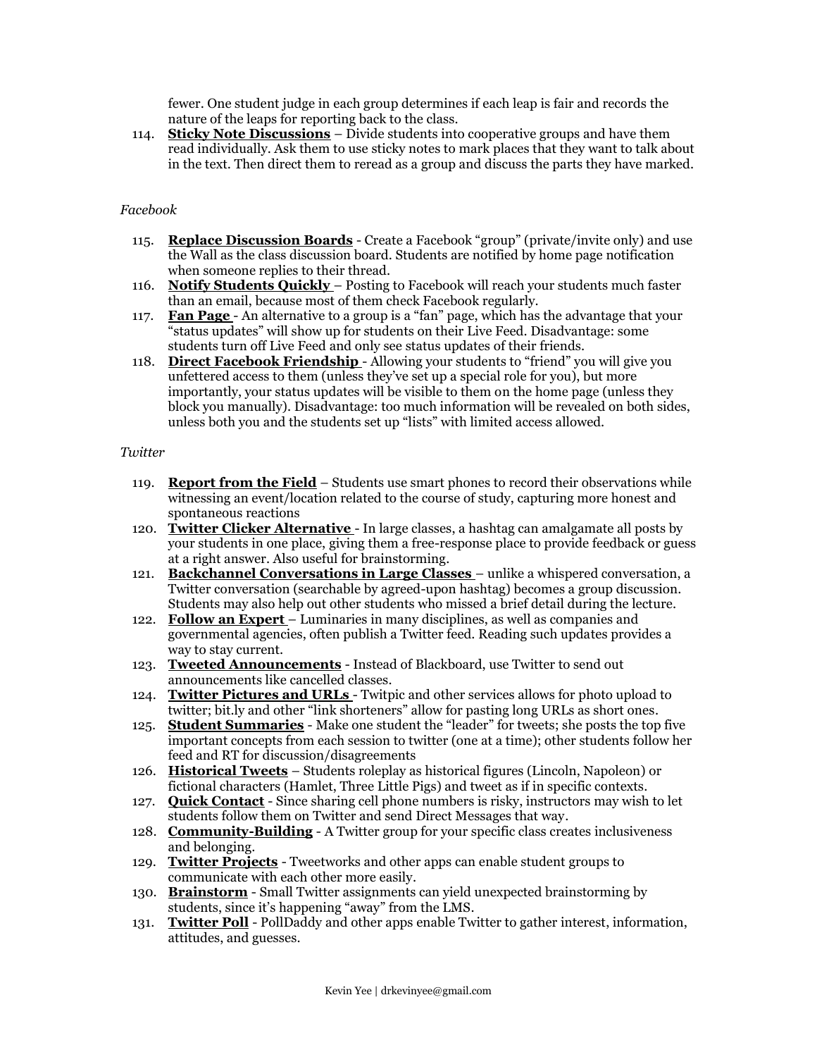fewer. One student judge in each group determines if each leap is fair and records the nature of the leaps for reporting back to the class.

114. **Sticky Note Discussions** – Divide students into cooperative groups and have them read individually. Ask them to use sticky notes to mark places that they want to talk about in the text. Then direct them to reread as a group and discuss the parts they have marked.

*Facebook*

115. **Replace Discussion Boards** - Create a Facebook "group" (private/invite only) and use the Wall as the class discussion board. Students are notified by home page notification when someone replies to their thread.
116. **Notify Students Quickly** – Posting to Facebook will reach your students much faster than an email, because most of them check Facebook regularly.
117. **Fan Page** - An alternative to a group is a "fan" page, which has the advantage that your "status updates" will show up for students on their Live Feed. Disadvantage: some students turn off Live Feed and only see status updates of their friends.
118. **Direct Facebook Friendship** - Allowing your students to "friend" you will give you unfettered access to them (unless they've set up a special role for you), but more importantly, your status updates will be visible to them on the home page (unless they block you manually). Disadvantage: too much information will be revealed on both sides, unless both you and the students set up "lists" with limited access allowed.

*Twitter*

119. **Report from the Field** – Students use smart phones to record their observations while witnessing an event/location related to the course of study, capturing more honest and spontaneous reactions
120. **Twitter Clicker Alternative** - In large classes, a hashtag can amalgamate all posts by your students in one place, giving them a free-response place to provide feedback or guess at a right answer. Also useful for brainstorming.
121. **Backchannel Conversations in Large Classes** – unlike a whispered conversation, a Twitter conversation (searchable by agreed-upon hashtag) becomes a group discussion. Students may also help out other students who missed a brief detail during the lecture.
122. **Follow an Expert** – Luminaries in many disciplines, as well as companies and governmental agencies, often publish a Twitter feed. Reading such updates provides a way to stay current.
123. **Tweeted Announcements** - Instead of Blackboard, use Twitter to send out announcements like cancelled classes.
124. **Twitter Pictures and URLs** - Twitpic and other services allows for photo upload to twitter; bit.ly and other "link shorteners" allow for pasting long URLs as short ones.
125. **Student Summaries** - Make one student the "leader" for tweets; she posts the top five important concepts from each session to twitter (one at a time); other students follow her feed and RT for discussion/disagreements
126. **Historical Tweets** – Students roleplay as historical figures (Lincoln, Napoleon) or fictional characters (Hamlet, Three Little Pigs) and tweet as if in specific contexts.
127. **Quick Contact** - Since sharing cell phone numbers is risky, instructors may wish to let students follow them on Twitter and send Direct Messages that way.
128. **Community-Building** - A Twitter group for your specific class creates inclusiveness and belonging.
129. **Twitter Projects** - Tweetworks and other apps can enable student groups to communicate with each other more easily.
130. **Brainstorm** - Small Twitter assignments can yield unexpected brainstorming by students, since it's happening "away" from the LMS.
131. **Twitter Poll** - PollDaddy and other apps enable Twitter to gather interest, information, attitudes, and guesses.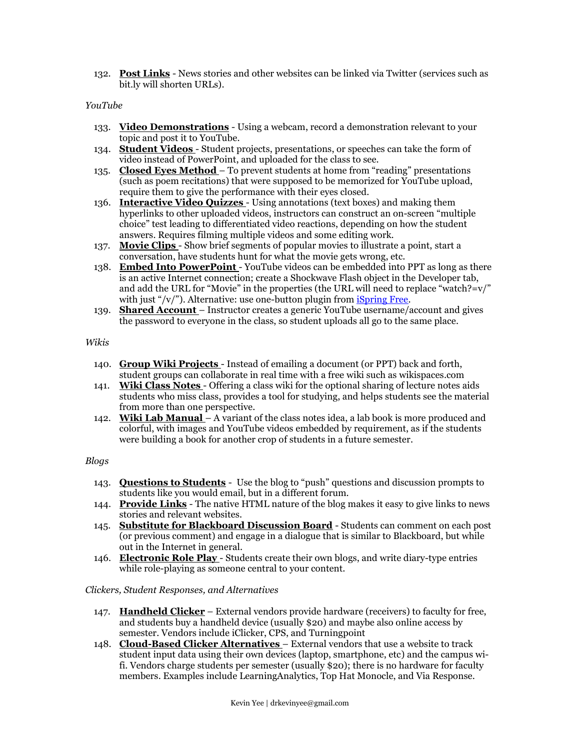132. **Post Links** - News stories and other websites can be linked via Twitter (services such as bit.ly will shorten URLs).

*YouTube*

133. **Video Demonstrations** - Using a webcam, record a demonstration relevant to your topic and post it to YouTube.
134. **Student Videos** - Student projects, presentations, or speeches can take the form of video instead of PowerPoint, and uploaded for the class to see.
135. **Closed Eyes Method** – To prevent students at home from "reading" presentations (such as poem recitations) that were supposed to be memorized for YouTube upload, require them to give the performance with their eyes closed.
136. **Interactive Video Quizzes** - Using annotations (text boxes) and making them hyperlinks to other uploaded videos, instructors can construct an on-screen "multiple choice" test leading to differentiated video reactions, depending on how the student answers. Requires filming multiple videos and some editing work.
137. **Movie Clips** - Show brief segments of popular movies to illustrate a point, start a conversation, have students hunt for what the movie gets wrong, etc.
138. **Embed Into PowerPoint** - YouTube videos can be embedded into PPT as long as there is an active Internet connection; create a Shockwave Flash object in the Developer tab, and add the URL for "Movie" in the properties (the URL will need to replace "watch?=v/" with just "/v/"). Alternative: use one-button plugin from iSpring Free.
139. **Shared Account** – Instructor creates a generic YouTube username/account and gives the password to everyone in the class, so student uploads all go to the same place.

*Wikis*

140. **Group Wiki Projects** - Instead of emailing a document (or PPT) back and forth, student groups can collaborate in real time with a free wiki such as wikispaces.com
141. **Wiki Class Notes** - Offering a class wiki for the optional sharing of lecture notes aids students who miss class, provides a tool for studying, and helps students see the material from more than one perspective.
142. **Wiki Lab Manual** – A variant of the class notes idea, a lab book is more produced and colorful, with images and YouTube videos embedded by requirement, as if the students were building a book for another crop of students in a future semester.

*Blogs*

143. **Questions to Students** - Use the blog to "push" questions and discussion prompts to students like you would email, but in a different forum.
144. **Provide Links** - The native HTML nature of the blog makes it easy to give links to news stories and relevant websites.
145. **Substitute for Blackboard Discussion Board** - Students can comment on each post (or previous comment) and engage in a dialogue that is similar to Blackboard, but while out in the Internet in general.
146. **Electronic Role Play** - Students create their own blogs, and write diary-type entries while role-playing as someone central to your content.

*Clickers, Student Responses, and Alternatives*

147. **Handheld Clicker** – External vendors provide hardware (receivers) to faculty for free, and students buy a handheld device (usually $20) and maybe also online access by semester. Vendors include iClicker, CPS, and Turningpoint
148. **Cloud-Based Clicker Alternatives** – External vendors that use a website to track student input data using their own devices (laptop, smartphone, etc) and the campus wi-fi. Vendors charge students per semester (usually $20); there is no hardware for faculty members. Examples include LearningAnalytics, Top Hat Monocle, and Via Response.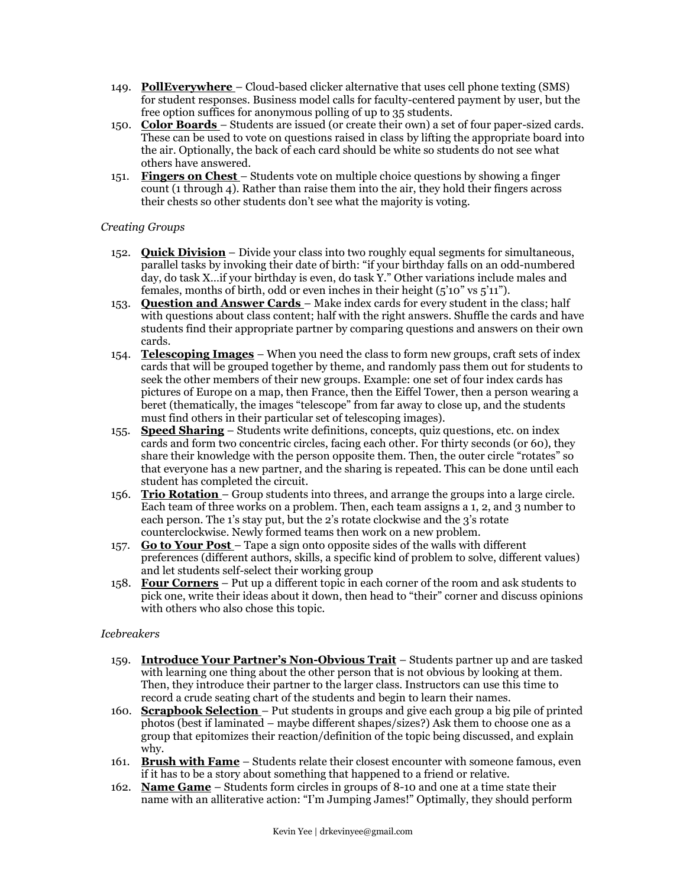149. **PollEverywhere** – Cloud-based clicker alternative that uses cell phone texting (SMS) for student responses. Business model calls for faculty-centered payment by user, but the free option suffices for anonymous polling of up to 35 students.
150. **Color Boards** – Students are issued (or create their own) a set of four paper-sized cards. These can be used to vote on questions raised in class by lifting the appropriate board into the air. Optionally, the back of each card should be white so students do not see what others have answered.
151. **Fingers on Chest** – Students vote on multiple choice questions by showing a finger count (1 through 4). Rather than raise them into the air, they hold their fingers across their chests so other students don't see what the majority is voting.

*Creating Groups*

152. **Quick Division** – Divide your class into two roughly equal segments for simultaneous, parallel tasks by invoking their date of birth: "if your birthday falls on an odd-numbered day, do task X…if your birthday is even, do task Y." Other variations include males and females, months of birth, odd or even inches in their height (5'10" vs 5'11").
153. **Question and Answer Cards** – Make index cards for every student in the class; half with questions about class content; half with the right answers. Shuffle the cards and have students find their appropriate partner by comparing questions and answers on their own cards.
154. **Telescoping Images** – When you need the class to form new groups, craft sets of index cards that will be grouped together by theme, and randomly pass them out for students to seek the other members of their new groups. Example: one set of four index cards has pictures of Europe on a map, then France, then the Eiffel Tower, then a person wearing a beret (thematically, the images "telescope" from far away to close up, and the students must find others in their particular set of telescoping images).
155. **Speed Sharing** – Students write definitions, concepts, quiz questions, etc. on index cards and form two concentric circles, facing each other. For thirty seconds (or 60), they share their knowledge with the person opposite them. Then, the outer circle "rotates" so that everyone has a new partner, and the sharing is repeated. This can be done until each student has completed the circuit.
156. **Trio Rotation** – Group students into threes, and arrange the groups into a large circle. Each team of three works on a problem. Then, each team assigns a 1, 2, and 3 number to each person. The 1's stay put, but the 2's rotate clockwise and the 3's rotate counterclockwise. Newly formed teams then work on a new problem.
157. **Go to Your Post** – Tape a sign onto opposite sides of the walls with different preferences (different authors, skills, a specific kind of problem to solve, different values) and let students self-select their working group
158. **Four Corners** – Put up a different topic in each corner of the room and ask students to pick one, write their ideas about it down, then head to "their" corner and discuss opinions with others who also chose this topic.

*Icebreakers*

159. **Introduce Your Partner's Non-Obvious Trait** – Students partner up and are tasked with learning one thing about the other person that is not obvious by looking at them. Then, they introduce their partner to the larger class. Instructors can use this time to record a crude seating chart of the students and begin to learn their names.
160. **Scrapbook Selection** – Put students in groups and give each group a big pile of printed photos (best if laminated – maybe different shapes/sizes?) Ask them to choose one as a group that epitomizes their reaction/definition of the topic being discussed, and explain why.
161. **Brush with Fame** – Students relate their closest encounter with someone famous, even if it has to be a story about something that happened to a friend or relative.
162. **Name Game** – Students form circles in groups of 8-10 and one at a time state their name with an alliterative action: "I'm Jumping James!" Optimally, they should perform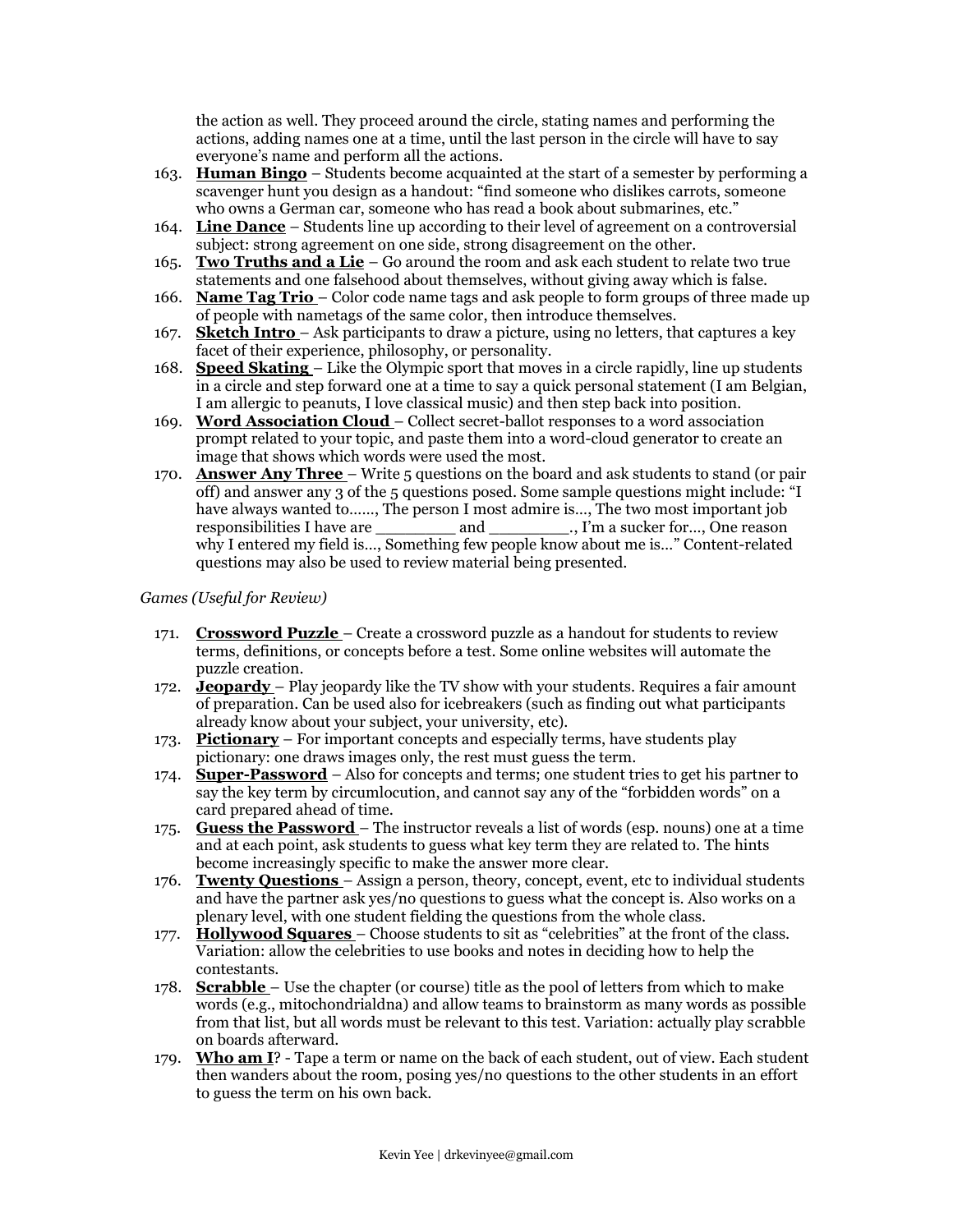the action as well. They proceed around the circle, stating names and performing the actions, adding names one at a time, until the last person in the circle will have to say everyone's name and perform all the actions.

163. **Human Bingo** – Students become acquainted at the start of a semester by performing a scavenger hunt you design as a handout: "find someone who dislikes carrots, someone who owns a German car, someone who has read a book about submarines, etc."
164. **Line Dance** – Students line up according to their level of agreement on a controversial subject: strong agreement on one side, strong disagreement on the other.
165. **Two Truths and a Lie** – Go around the room and ask each student to relate two true statements and one falsehood about themselves, without giving away which is false.
166. **Name Tag Trio** – Color code name tags and ask people to form groups of three made up of people with nametags of the same color, then introduce themselves.
167. **Sketch Intro** – Ask participants to draw a picture, using no letters, that captures a key facet of their experience, philosophy, or personality.
168. **Speed Skating** – Like the Olympic sport that moves in a circle rapidly, line up students in a circle and step forward one at a time to say a quick personal statement (I am Belgian, I am allergic to peanuts, I love classical music) and then step back into position.
169. **Word Association Cloud** – Collect secret-ballot responses to a word association prompt related to your topic, and paste them into a word-cloud generator to create an image that shows which words were used the most.
170. **Answer Any Three** – Write 5 questions on the board and ask students to stand (or pair off) and answer any 3 of the 5 questions posed. Some sample questions might include: "I have always wanted to……, The person I most admire is…, The two most important job responsibilities I have are ________ and ________., I'm a sucker for…, One reason why I entered my field is…, Something few people know about me is…" Content-related questions may also be used to review material being presented.

*Games (Useful for Review)*

171. **Crossword Puzzle** – Create a crossword puzzle as a handout for students to review terms, definitions, or concepts before a test. Some online websites will automate the puzzle creation.
172. **Jeopardy** – Play jeopardy like the TV show with your students. Requires a fair amount of preparation. Can be used also for icebreakers (such as finding out what participants already know about your subject, your university, etc).
173. **Pictionary** – For important concepts and especially terms, have students play pictionary: one draws images only, the rest must guess the term.
174. **Super-Password** – Also for concepts and terms; one student tries to get his partner to say the key term by circumlocution, and cannot say any of the "forbidden words" on a card prepared ahead of time.
175. **Guess the Password** – The instructor reveals a list of words (esp. nouns) one at a time and at each point, ask students to guess what key term they are related to. The hints become increasingly specific to make the answer more clear.
176. **Twenty Questions** – Assign a person, theory, concept, event, etc to individual students and have the partner ask yes/no questions to guess what the concept is. Also works on a plenary level, with one student fielding the questions from the whole class.
177. **Hollywood Squares** – Choose students to sit as "celebrities" at the front of the class. Variation: allow the celebrities to use books and notes in deciding how to help the contestants.
178. **Scrabble** – Use the chapter (or course) title as the pool of letters from which to make words (e.g., mitochondrialdna) and allow teams to brainstorm as many words as possible from that list, but all words must be relevant to this test. Variation: actually play scrabble on boards afterward.
179. **Who am I**? - Tape a term or name on the back of each student, out of view. Each student then wanders about the room, posing yes/no questions to the other students in an effort to guess the term on his own back.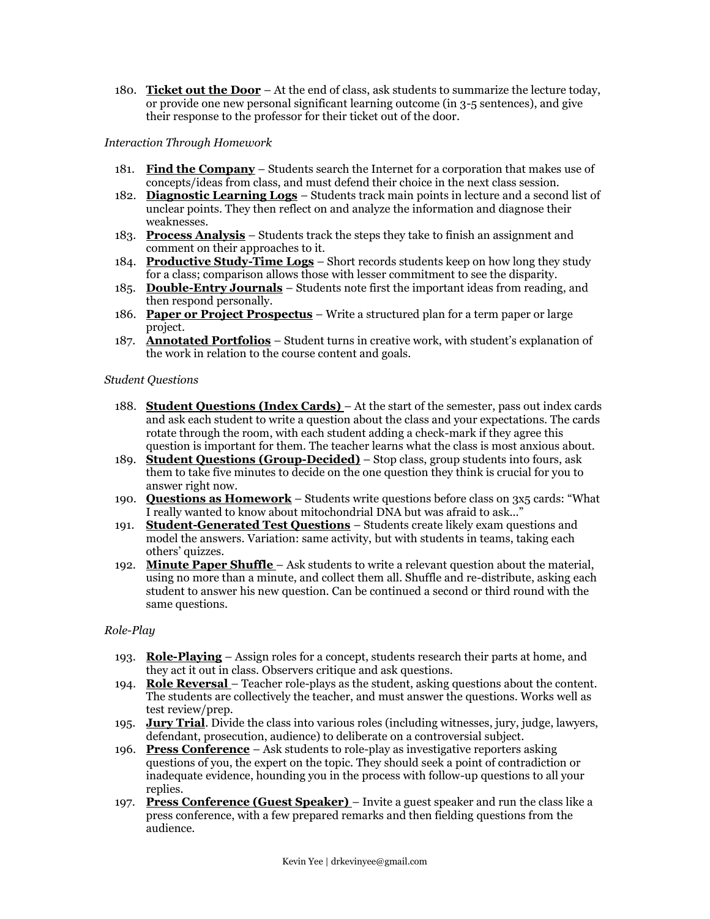180. **Ticket out the Door** – At the end of class, ask students to summarize the lecture today, or provide one new personal significant learning outcome (in 3-5 sentences), and give their response to the professor for their ticket out of the door.

*Interaction Through Homework*

181. **Find the Company** – Students search the Internet for a corporation that makes use of concepts/ideas from class, and must defend their choice in the next class session.
182. **Diagnostic Learning Logs** – Students track main points in lecture and a second list of unclear points. They then reflect on and analyze the information and diagnose their weaknesses.
183. **Process Analysis** – Students track the steps they take to finish an assignment and comment on their approaches to it.
184. **Productive Study-Time Logs** – Short records students keep on how long they study for a class; comparison allows those with lesser commitment to see the disparity.
185. **Double-Entry Journals** – Students note first the important ideas from reading, and then respond personally.
186. **Paper or Project Prospectus** – Write a structured plan for a term paper or large project.
187. **Annotated Portfolios** – Student turns in creative work, with student's explanation of the work in relation to the course content and goals.

*Student Questions*

188. **Student Questions (Index Cards)** – At the start of the semester, pass out index cards and ask each student to write a question about the class and your expectations. The cards rotate through the room, with each student adding a check-mark if they agree this question is important for them. The teacher learns what the class is most anxious about.
189. **Student Questions (Group-Decided)** – Stop class, group students into fours, ask them to take five minutes to decide on the one question they think is crucial for you to answer right now.
190. **Questions as Homework** – Students write questions before class on 3x5 cards: "What I really wanted to know about mitochondrial DNA but was afraid to ask…"
191. **Student-Generated Test Questions** – Students create likely exam questions and model the answers. Variation: same activity, but with students in teams, taking each others' quizzes.
192. **Minute Paper Shuffle** – Ask students to write a relevant question about the material, using no more than a minute, and collect them all. Shuffle and re-distribute, asking each student to answer his new question. Can be continued a second or third round with the same questions.

*Role-Play*

193. **Role-Playing** – Assign roles for a concept, students research their parts at home, and they act it out in class. Observers critique and ask questions.
194. **Role Reversal** – Teacher role-plays as the student, asking questions about the content. The students are collectively the teacher, and must answer the questions. Works well as test review/prep.
195. **Jury Trial**. Divide the class into various roles (including witnesses, jury, judge, lawyers, defendant, prosecution, audience) to deliberate on a controversial subject.
196. **Press Conference** – Ask students to role-play as investigative reporters asking questions of you, the expert on the topic. They should seek a point of contradiction or inadequate evidence, hounding you in the process with follow-up questions to all your replies.
197. **Press Conference (Guest Speaker)** – Invite a guest speaker and run the class like a press conference, with a few prepared remarks and then fielding questions from the audience.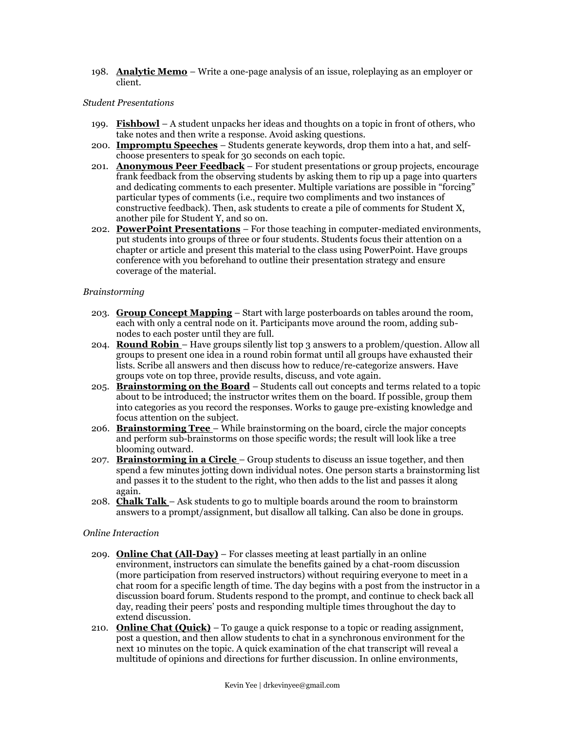198. **Analytic Memo** – Write a one-page analysis of an issue, roleplaying as an employer or client.

*Student Presentations*

199. **Fishbowl** – A student unpacks her ideas and thoughts on a topic in front of others, who take notes and then write a response. Avoid asking questions.
200. **Impromptu Speeches** – Students generate keywords, drop them into a hat, and self-choose presenters to speak for 30 seconds on each topic.
201. **Anonymous Peer Feedback** – For student presentations or group projects, encourage frank feedback from the observing students by asking them to rip up a page into quarters and dedicating comments to each presenter. Multiple variations are possible in "forcing" particular types of comments (i.e., require two compliments and two instances of constructive feedback). Then, ask students to create a pile of comments for Student X, another pile for Student Y, and so on.
202. **PowerPoint Presentations** – For those teaching in computer-mediated environments, put students into groups of three or four students. Students focus their attention on a chapter or article and present this material to the class using PowerPoint. Have groups conference with you beforehand to outline their presentation strategy and ensure coverage of the material.

*Brainstorming*

203. **Group Concept Mapping** – Start with large posterboards on tables around the room, each with only a central node on it. Participants move around the room, adding sub-nodes to each poster until they are full.
204. **Round Robin** – Have groups silently list top 3 answers to a problem/question. Allow all groups to present one idea in a round robin format until all groups have exhausted their lists. Scribe all answers and then discuss how to reduce/re-categorize answers. Have groups vote on top three, provide results, discuss, and vote again.
205. **Brainstorming on the Board** – Students call out concepts and terms related to a topic about to be introduced; the instructor writes them on the board. If possible, group them into categories as you record the responses. Works to gauge pre-existing knowledge and focus attention on the subject.
206. **Brainstorming Tree** – While brainstorming on the board, circle the major concepts and perform sub-brainstorms on those specific words; the result will look like a tree blooming outward.
207. **Brainstorming in a Circle** – Group students to discuss an issue together, and then spend a few minutes jotting down individual notes. One person starts a brainstorming list and passes it to the student to the right, who then adds to the list and passes it along again.
208. **Chalk Talk** – Ask students to go to multiple boards around the room to brainstorm answers to a prompt/assignment, but disallow all talking. Can also be done in groups.

*Online Interaction*

209. **Online Chat (All-Day)** – For classes meeting at least partially in an online environment, instructors can simulate the benefits gained by a chat-room discussion (more participation from reserved instructors) without requiring everyone to meet in a chat room for a specific length of time. The day begins with a post from the instructor in a discussion board forum. Students respond to the prompt, and continue to check back all day, reading their peers' posts and responding multiple times throughout the day to extend discussion.
210. **Online Chat (Quick)** – To gauge a quick response to a topic or reading assignment, post a question, and then allow students to chat in a synchronous environment for the next 10 minutes on the topic. A quick examination of the chat transcript will reveal a multitude of opinions and directions for further discussion. In online environments,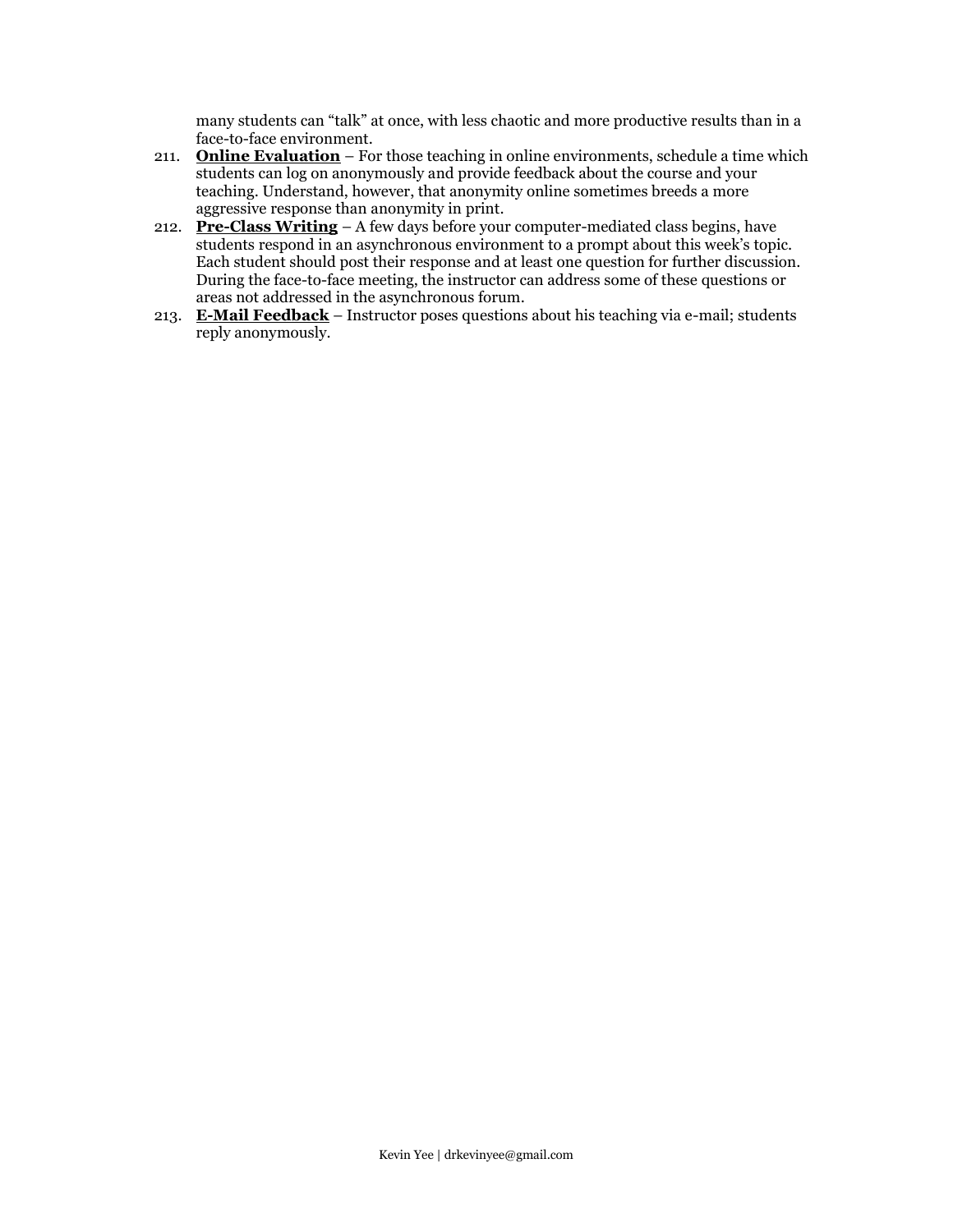many students can "talk" at once, with less chaotic and more productive results than in a face-to-face environment.

211. **Online Evaluation** – For those teaching in online environments, schedule a time which students can log on anonymously and provide feedback about the course and your teaching. Understand, however, that anonymity online sometimes breeds a more aggressive response than anonymity in print.
212. **Pre-Class Writing** – A few days before your computer-mediated class begins, have students respond in an asynchronous environment to a prompt about this week's topic. Each student should post their response and at least one question for further discussion. During the face-to-face meeting, the instructor can address some of these questions or areas not addressed in the asynchronous forum.
213. **E-Mail Feedback** – Instructor poses questions about his teaching via e-mail; students reply anonymously.